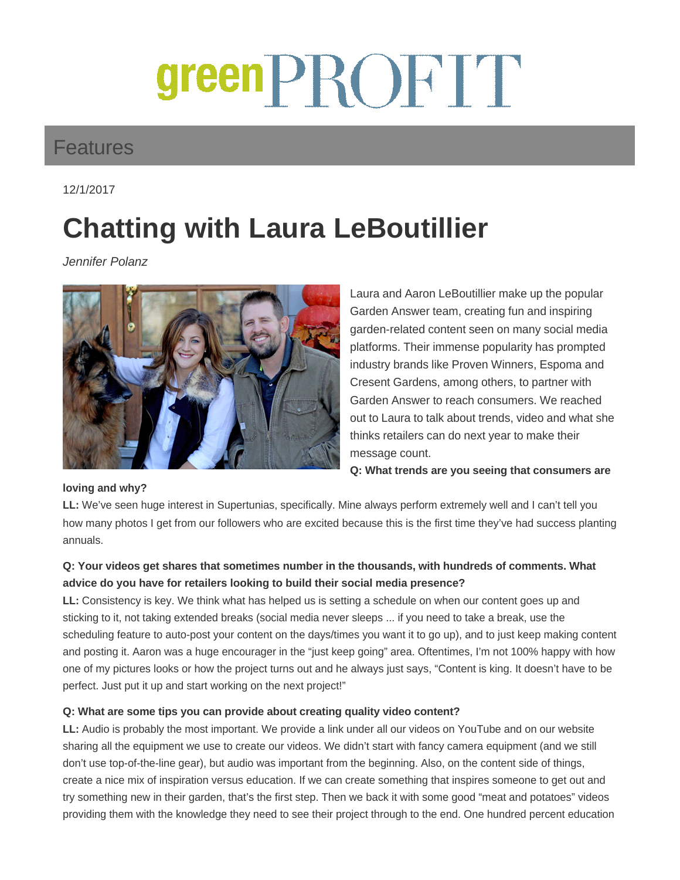# greenPROFIT

## Features

12/1/2017

# Chatting with Laura LeBoutillier

*Jennifer Polanz*

Laura and Aaron LeBoutillier make up the popular Garden Answer team, creating fun and inspiring garden-related content seen on many social media platforms. Their immense popularity has prompted industry brands like Proven Winners, Espoma and Cresent Gardens, among others, to partner with Garden Answer to reach consumers. We reached out to Laura to talk about trends, video and what she thinks retailers can do next year to make their message count.

**Q: What trends are you seeing that consumers are loving and why?**

**LL:** We've seen huge interest in Supertunias, specifically. Mine always perform extremely well and I can't tell you how many photos I get from our followers who are excited because this is the first time they've had success planting annuals.

**Q: Your videos get shares that sometimes number in the thousands, with hundreds of comments. What advice do you have for retailers looking to build their social media presence?**

**LL:** Consistency is key. We think what has helped us is setting a schedule on when our content goes up and sticking to it, not taking extended breaks (social media never sleeps ... if you need to take a break, use the scheduling feature to auto-post your content on the days/times you want it to go up), and to just keep making content and posting it. Aaron was a huge encourager in the "just keep going" area. Oftentimes, I'm not 100% happy with how one of my pictures looks or how the project turns out and he always just says, "Content is king. It doesn't have to be perfect. Just put it up and start working on the next project!"

**Q: What are some tips you can provide about creating quality video content?**

**LL:** Audio is probably the most important. We provide a link under all our videos on YouTube and on our website sharing all the equipment we use to create our videos. We didn't start with fancy camera equipment (and we still don't use top-of-the-line gear), but audio was important from the beginning. Also, on the content side of things, create a nice mix of inspiration versus education. If we can create something that inspires someone to get out and try something new in their garden, that's the first step. Then we back it with some good "meat and potatoes" videos providing them with the knowledge they need to see their project through to the end. One hundred percent education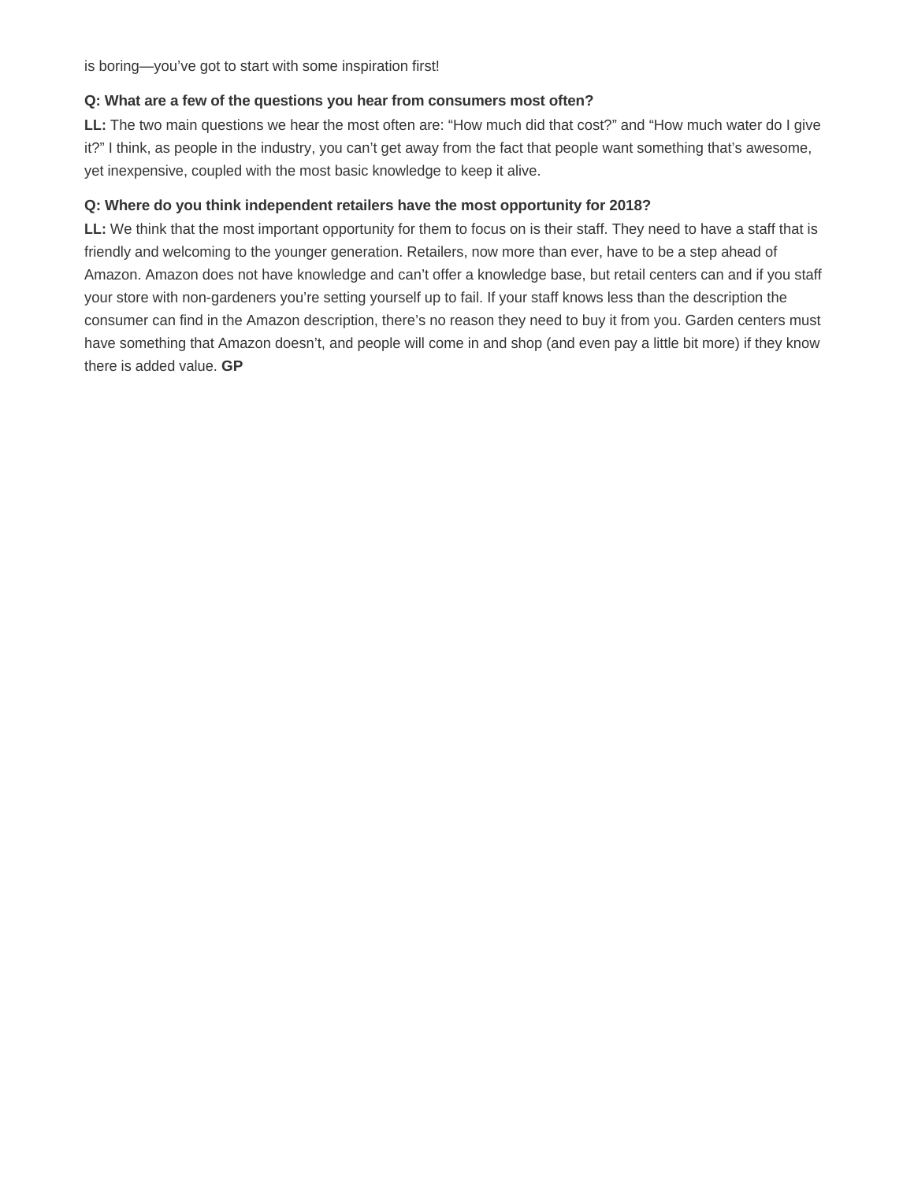is boring—you've got to start with some inspiration first!

**Q: What are a few of the questions you hear from consumers most often?**

**LL:** The two main questions we hear the most often are: "How much did that cost?" and "How much water do I give it?" I think, as people in the industry, you can't get away from the fact that people want something that's awesome, yet inexpensive, coupled with the most basic knowledge to keep it alive.

**Q: Where do you think independent retailers have the most opportunity for 2018?**

**LL:** We think that the most important opportunity for them to focus on is their staff. They need to have a staff that is friendly and welcoming to the younger generation. Retailers, now more than ever, have to be a step ahead of Amazon. Amazon does not have knowledge and can't offer a knowledge base, but retail centers can and if you staff your store with non-gardeners you're setting yourself up to fail. If your staff knows less than the description the consumer can find in the Amazon description, there's no reason they need to buy it from you. Garden centers must have something that Amazon doesn't, and people will come in and shop (and even pay a little bit more) if they know there is added value. **GP**